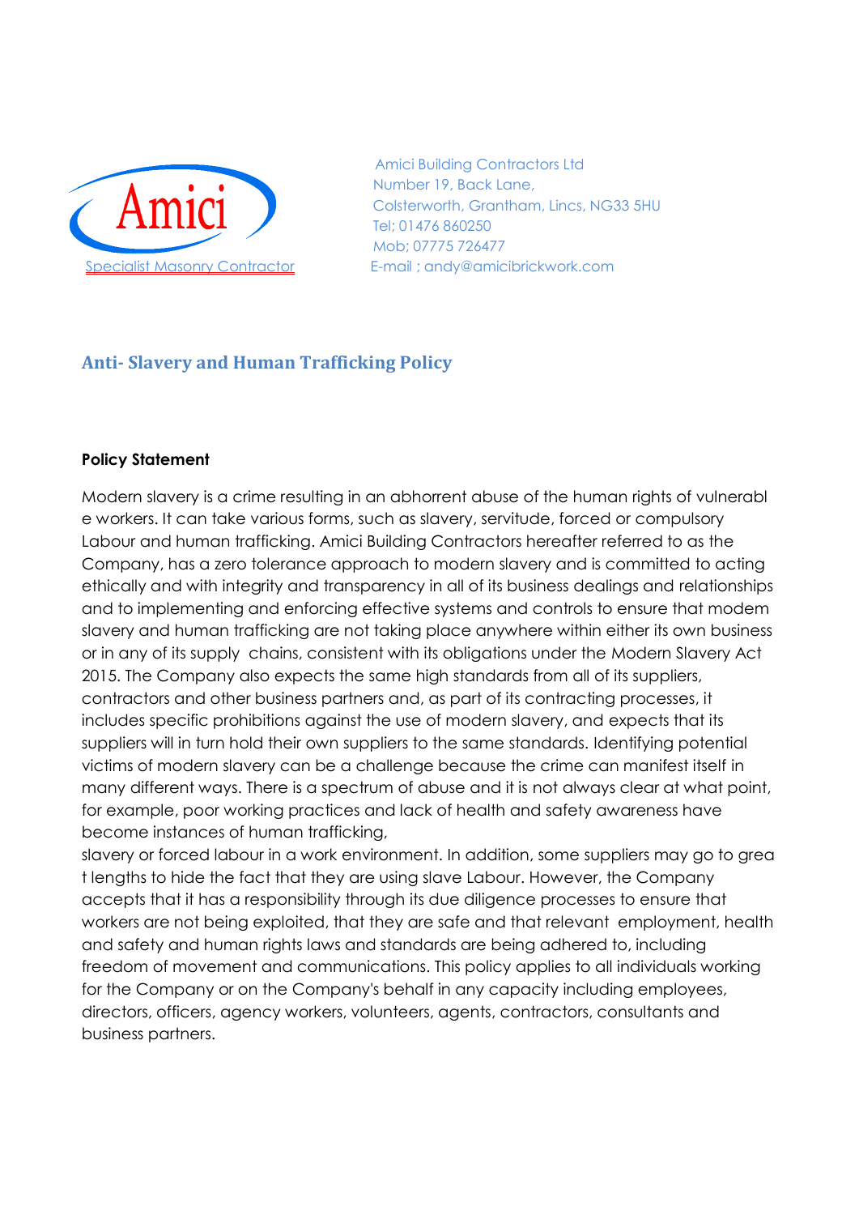Amici

Specialist Masonry Contractor

Amici Building Contractors Ltd
Number 19, Back Lane,
Colsterworth, Grantham, Lincs, NG33 5HU
Tel; 01476 860250
Mob; 07775 726477
E-mail ; andy@amicibrickwork.com

# Anti- Slavery and Human Trafficking Policy

**Policy Statement**

Modern slavery is a crime resulting in an abhorrent abuse of the human rights of vulnerable workers. It can take various forms, such as slavery, servitude, forced or compulsory Labour and human trafficking. Amici Building Contractors hereafter referred to as the Company, has a zero tolerance approach to modern slavery and is committed to acting ethically and with integrity and transparency in all of its business dealings and relationships and to implementing and enforcing effective systems and controls to ensure that modem slavery and human trafficking are not taking place anywhere within either its own business or in any of its supply chains, consistent with its obligations under the Modern Slavery Act 2015. The Company also expects the same high standards from all of its suppliers, contractors and other business partners and, as part of its contracting processes, it includes specific prohibitions against the use of modern slavery, and expects that its suppliers will in turn hold their own suppliers to the same standards. Identifying potential victims of modern slavery can be a challenge because the crime can manifest itself in many different ways. There is a spectrum of abuse and it is not always clear at what point, for example, poor working practices and lack of health and safety awareness have become instances of human trafficking,
slavery or forced labour in a work environment. In addition, some suppliers may go to great lengths to hide the fact that they are using slave Labour. However, the Company accepts that it has a responsibility through its due diligence processes to ensure that workers are not being exploited, that they are safe and that relevant employment, health and safety and human rights laws and standards are being adhered to, including freedom of movement and communications. This policy applies to all individuals working for the Company or on the Company's behalf in any capacity including employees, directors, officers, agency workers, volunteers, agents, contractors, consultants and business partners.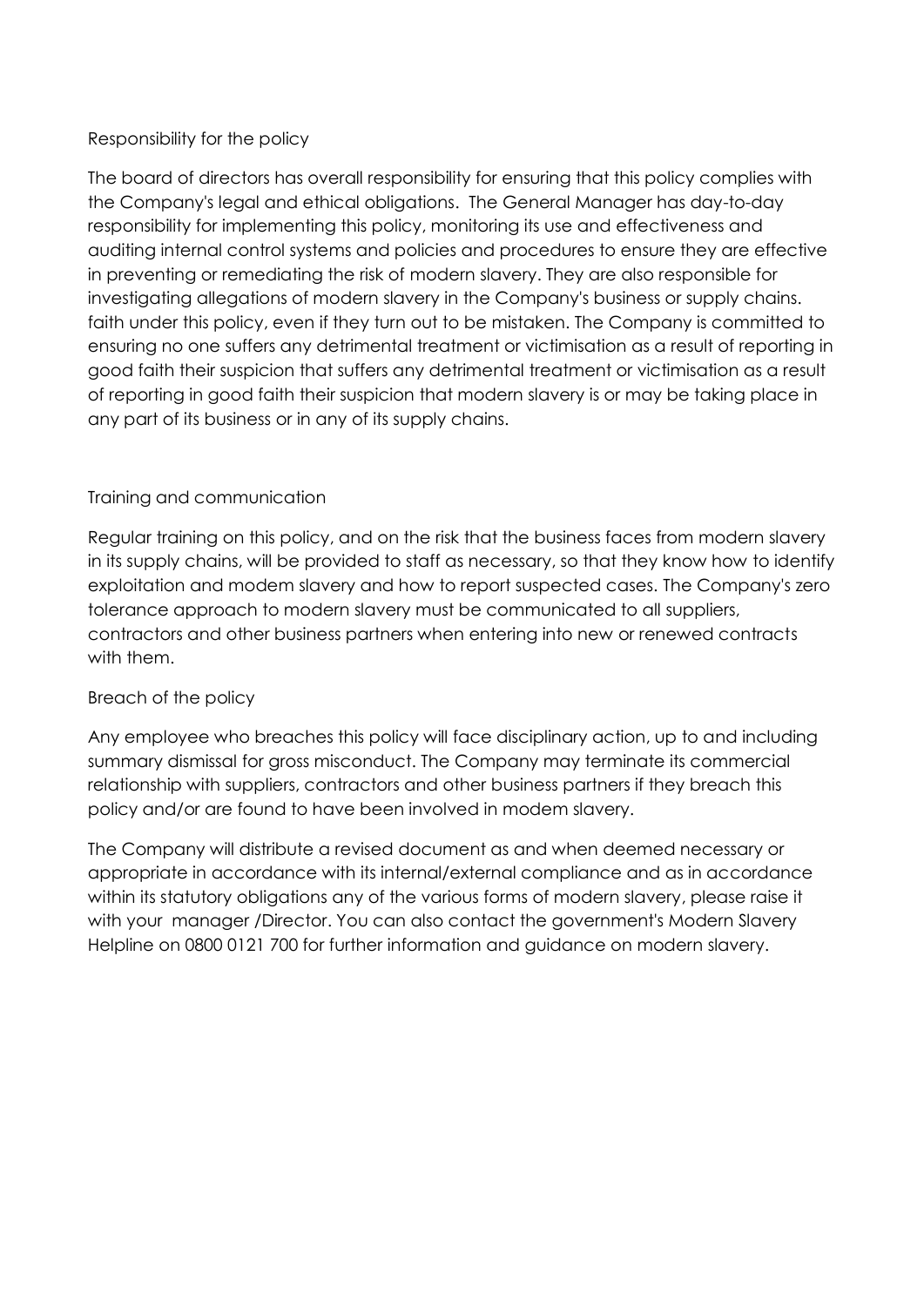## Responsibility for the policy

The board of directors has overall responsibility for ensuring that this policy complies with the Company's legal and ethical obligations. The General Manager has day-to-day responsibility for implementing this policy, monitoring its use and effectiveness and auditing internal control systems and policies and procedures to ensure they are effective in preventing or remediating the risk of modern slavery. They are also responsible for investigating allegations of modern slavery in the Company's business or supply chains. faith under this policy, even if they turn out to be mistaken. The Company is committed to ensuring no one suffers any detrimental treatment or victimisation as a result of reporting in good faith their suspicion that suffers any detrimental treatment or victimisation as a result of reporting in good faith their suspicion that modern slavery is or may be taking place in any part of its business or in any of its supply chains.

## Training and communication

Regular training on this policy, and on the risk that the business faces from modern slavery in its supply chains, will be provided to staff as necessary, so that they know how to identify exploitation and modem slavery and how to report suspected cases. The Company's zero tolerance approach to modern slavery must be communicated to all suppliers, contractors and other business partners when entering into new or renewed contracts with them.

## Breach of the policy

Any employee who breaches this policy will face disciplinary action, up to and including summary dismissal for gross misconduct. The Company may terminate its commercial relationship with suppliers, contractors and other business partners if they breach this policy and/or are found to have been involved in modem slavery.

The Company will distribute a revised document as and when deemed necessary or appropriate in accordance with its internal/external compliance and as in accordance within its statutory obligations any of the various forms of modern slavery, please raise it with your manager /Director. You can also contact the government's Modern Slavery Helpline on 0800 0121 700 for further information and guidance on modern slavery.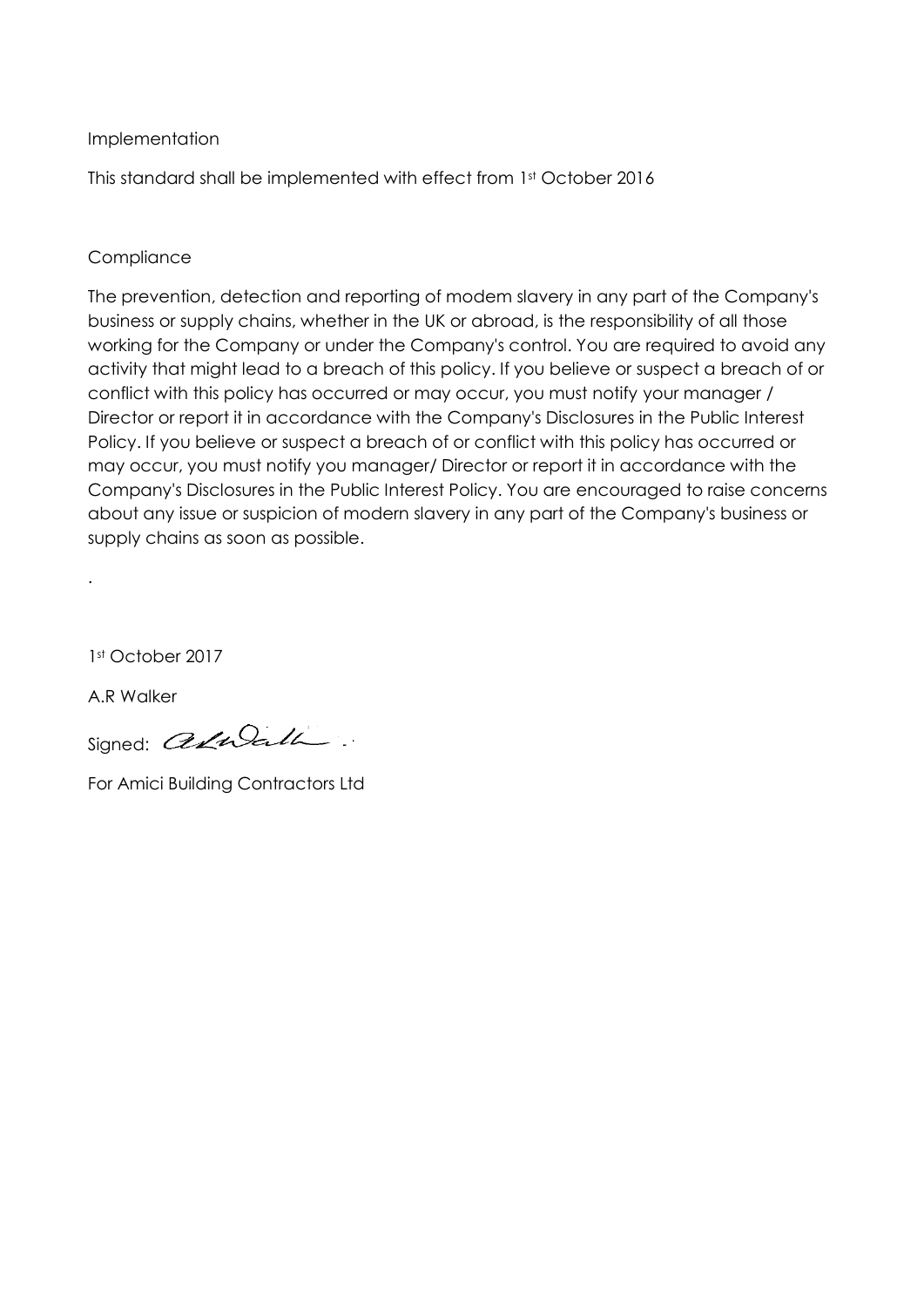Implementation

This standard shall be implemented with effect from 1st October 2016

Compliance

The prevention, detection and reporting of modem slavery in any part of the Company's business or supply chains, whether in the UK or abroad, is the responsibility of all those working for the Company or under the Company's control. You are required to avoid any activity that might lead to a breach of this policy. If you believe or suspect a breach of or conflict with this policy has occurred or may occur, you must notify your manager / Director or report it in accordance with the Company's Disclosures in the Public Interest Policy. If you believe or suspect a breach of or conflict with this policy has occurred or may occur, you must notify you manager/ Director or report it in accordance with the Company's Disclosures in the Public Interest Policy. You are encouraged to raise concerns about any issue or suspicion of modern slavery in any part of the Company's business or supply chains as soon as possible.

.

1st October 2017

A.R Walker

Signed:

For Amici Building Contractors Ltd